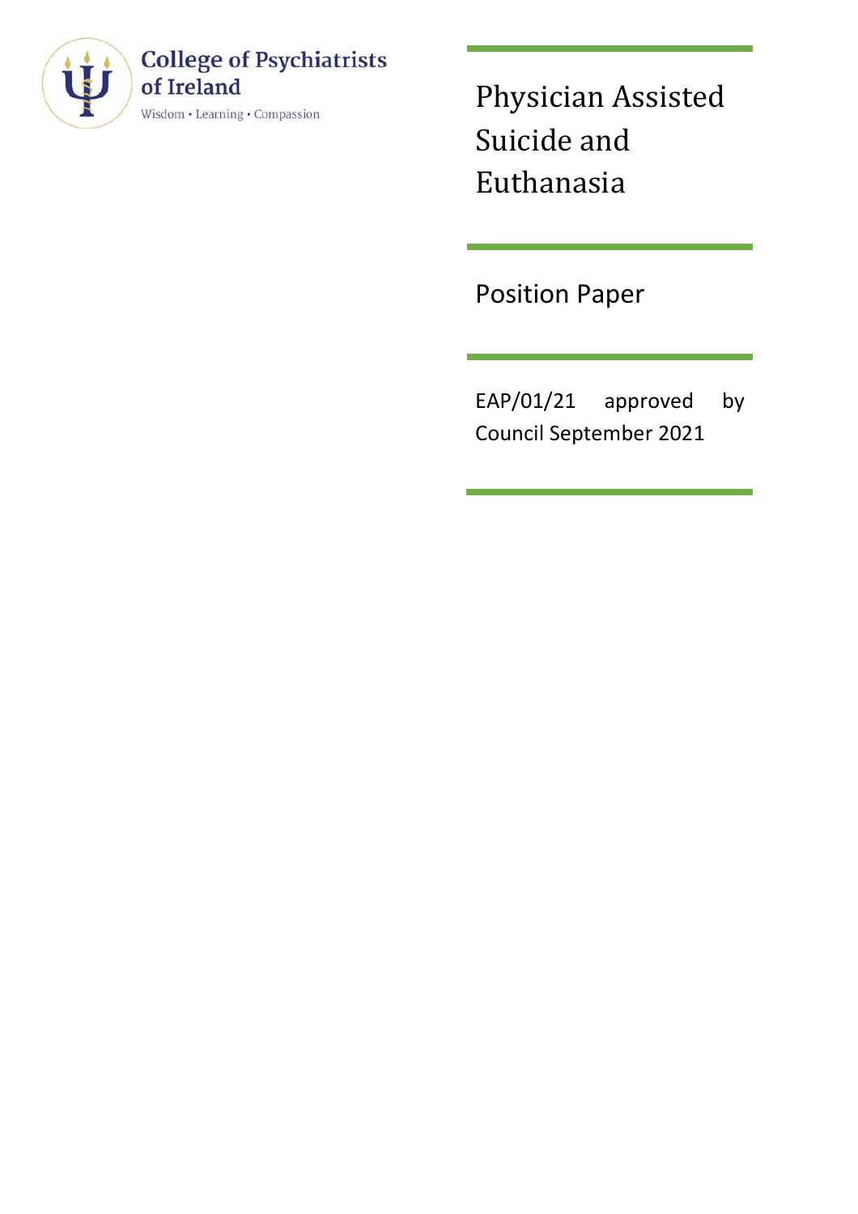College of Psychiatrists of Ireland

Wisdom • Learning • Compassion

# Physician Assisted Suicide and Euthanasia

## Position Paper

EAP/01/21 approved by Council September 2021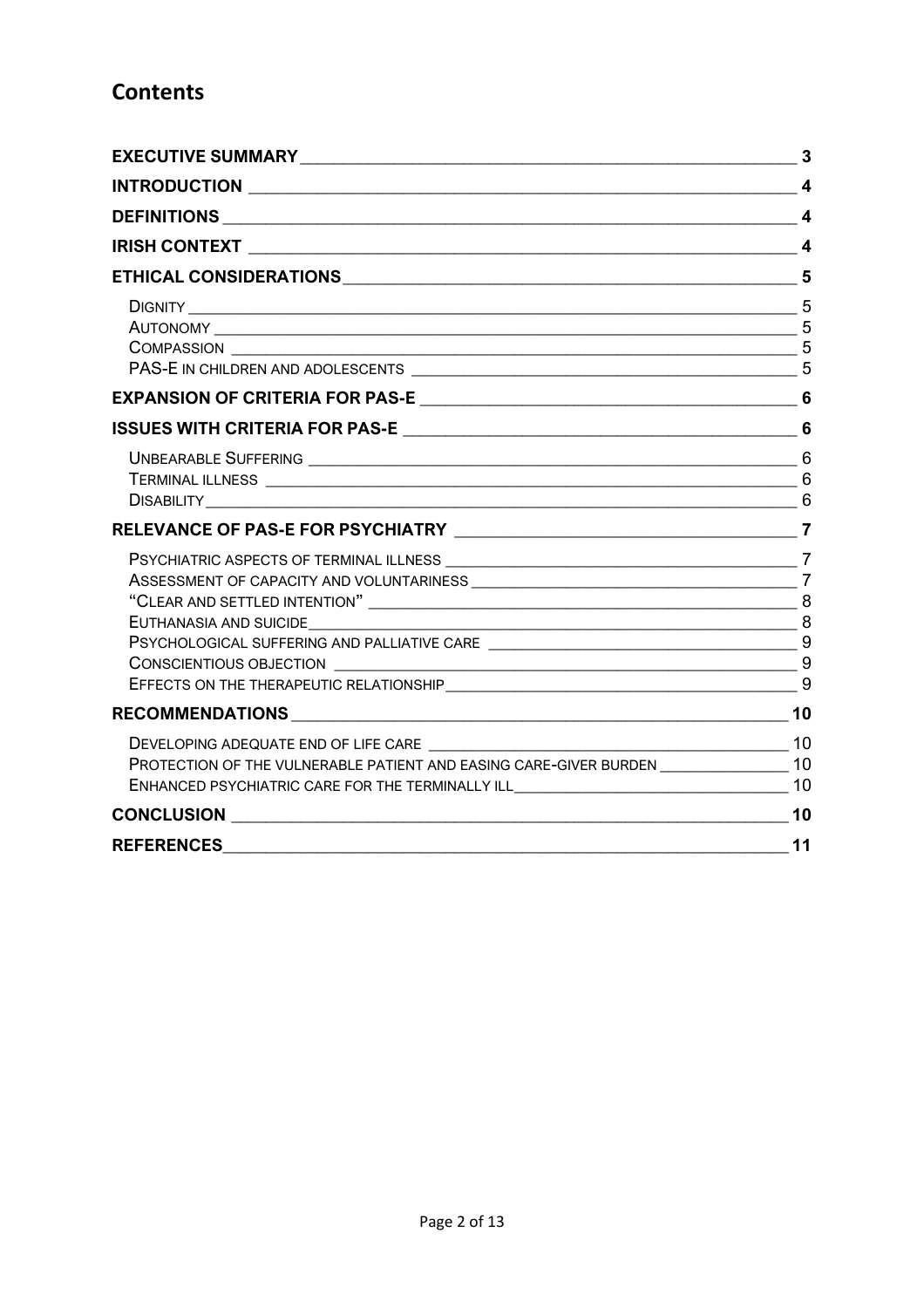## Contents

EXECUTIVE SUMMARY 3

INTRODUCTION 4

DEFINITIONS 4

IRISH CONTEXT 4

ETHICAL CONSIDERATIONS 5

- DIGNITY 5
- AUTONOMY 5
- COMPASSION 5
- PAS-E IN CHILDREN AND ADOLESCENTS 5

EXPANSION OF CRITERIA FOR PAS-E 6

ISSUES WITH CRITERIA FOR PAS-E 6

- UNBEARABLE SUFFERING 6
- TERMINAL ILLNESS 6
- DISABILITY 6

RELEVANCE OF PAS-E FOR PSYCHIATRY 7

- PSYCHIATRIC ASPECTS OF TERMINAL ILLNESS 7
- ASSESSMENT OF CAPACITY AND VOLUNTARINESS 7
- "CLEAR AND SETTLED INTENTION" 8
- EUTHANASIA AND SUICIDE 8
- PSYCHOLOGICAL SUFFERING AND PALLIATIVE CARE 9
- CONSCIENTIOUS OBJECTION 9
- EFFECTS ON THE THERAPEUTIC RELATIONSHIP 9

RECOMMENDATIONS 10

- DEVELOPING ADEQUATE END OF LIFE CARE 10
- PROTECTION OF THE VULNERABLE PATIENT AND EASING CARE-GIVER BURDEN 10
- ENHANCED PSYCHIATRIC CARE FOR THE TERMINALLY ILL 10

CONCLUSION 10

REFERENCES 11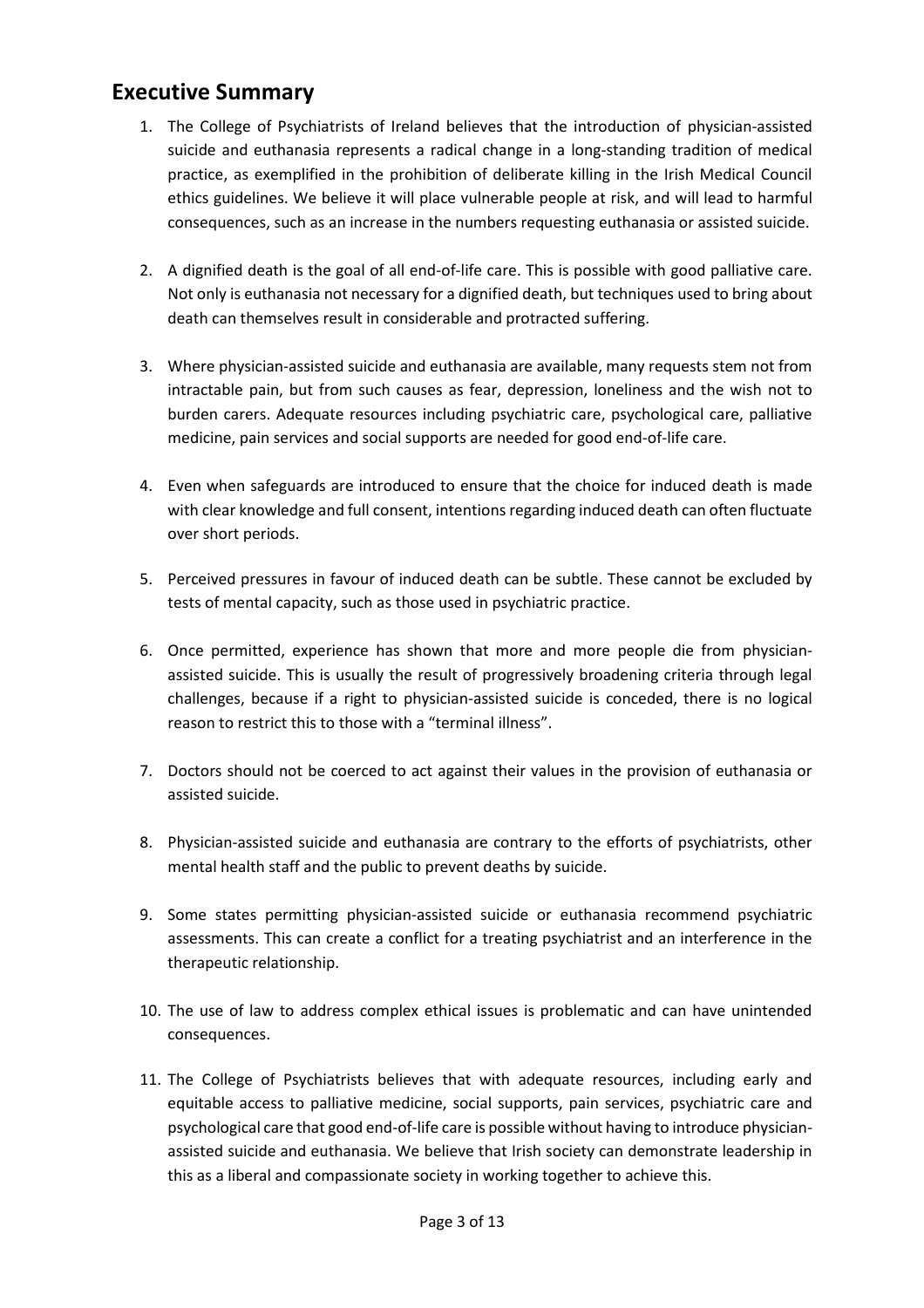## Executive Summary

1. The College of Psychiatrists of Ireland believes that the introduction of physician-assisted suicide and euthanasia represents a radical change in a long-standing tradition of medical practice, as exemplified in the prohibition of deliberate killing in the Irish Medical Council ethics guidelines. We believe it will place vulnerable people at risk, and will lead to harmful consequences, such as an increase in the numbers requesting euthanasia or assisted suicide.

2. A dignified death is the goal of all end-of-life care. This is possible with good palliative care. Not only is euthanasia not necessary for a dignified death, but techniques used to bring about death can themselves result in considerable and protracted suffering.

3. Where physician-assisted suicide and euthanasia are available, many requests stem not from intractable pain, but from such causes as fear, depression, loneliness and the wish not to burden carers. Adequate resources including psychiatric care, psychological care, palliative medicine, pain services and social supports are needed for good end-of-life care.

4. Even when safeguards are introduced to ensure that the choice for induced death is made with clear knowledge and full consent, intentions regarding induced death can often fluctuate over short periods.

5. Perceived pressures in favour of induced death can be subtle. These cannot be excluded by tests of mental capacity, such as those used in psychiatric practice.

6. Once permitted, experience has shown that more and more people die from physician-assisted suicide. This is usually the result of progressively broadening criteria through legal challenges, because if a right to physician-assisted suicide is conceded, there is no logical reason to restrict this to those with a "terminal illness".

7. Doctors should not be coerced to act against their values in the provision of euthanasia or assisted suicide.

8. Physician-assisted suicide and euthanasia are contrary to the efforts of psychiatrists, other mental health staff and the public to prevent deaths by suicide.

9. Some states permitting physician-assisted suicide or euthanasia recommend psychiatric assessments. This can create a conflict for a treating psychiatrist and an interference in the therapeutic relationship.

10. The use of law to address complex ethical issues is problematic and can have unintended consequences.

11. The College of Psychiatrists believes that with adequate resources, including early and equitable access to palliative medicine, social supports, pain services, psychiatric care and psychological care that good end-of-life care is possible without having to introduce physician-assisted suicide and euthanasia. We believe that Irish society can demonstrate leadership in this as a liberal and compassionate society in working together to achieve this.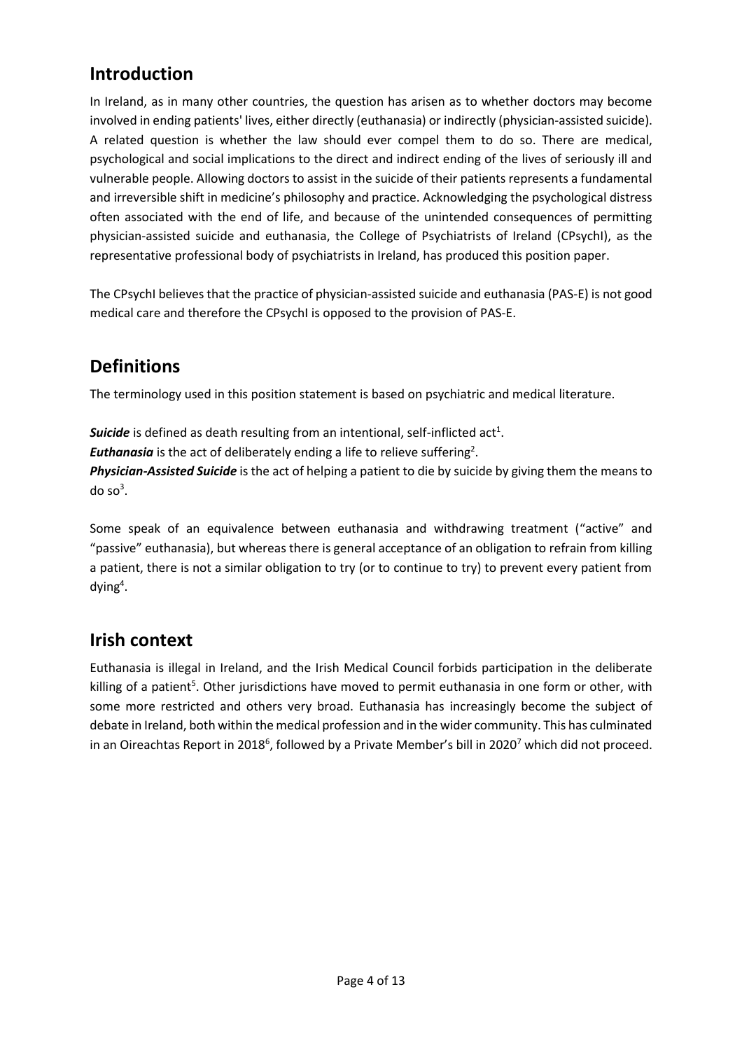## Introduction

In Ireland, as in many other countries, the question has arisen as to whether doctors may become involved in ending patients' lives, either directly (euthanasia) or indirectly (physician-assisted suicide). A related question is whether the law should ever compel them to do so. There are medical, psychological and social implications to the direct and indirect ending of the lives of seriously ill and vulnerable people. Allowing doctors to assist in the suicide of their patients represents a fundamental and irreversible shift in medicine's philosophy and practice. Acknowledging the psychological distress often associated with the end of life, and because of the unintended consequences of permitting physician-assisted suicide and euthanasia, the College of Psychiatrists of Ireland (CPsychI), as the representative professional body of psychiatrists in Ireland, has produced this position paper.

The CPsychI believes that the practice of physician-assisted suicide and euthanasia (PAS-E) is not good medical care and therefore the CPsychI is opposed to the provision of PAS-E.

## Definitions

The terminology used in this position statement is based on psychiatric and medical literature.

***Suicide*** is defined as death resulting from an intentional, self-inflicted act[1].
***Euthanasia*** is the act of deliberately ending a life to relieve suffering[2].
***Physician-Assisted Suicide*** is the act of helping a patient to die by suicide by giving them the means to do so[3].

Some speak of an equivalence between euthanasia and withdrawing treatment ("active" and "passive" euthanasia), but whereas there is general acceptance of an obligation to refrain from killing a patient, there is not a similar obligation to try (or to continue to try) to prevent every patient from dying[4].

## Irish context

Euthanasia is illegal in Ireland, and the Irish Medical Council forbids participation in the deliberate killing of a patient[5]. Other jurisdictions have moved to permit euthanasia in one form or other, with some more restricted and others very broad. Euthanasia has increasingly become the subject of debate in Ireland, both within the medical profession and in the wider community. This has culminated in an Oireachtas Report in 2018[6], followed by a Private Member's bill in 2020[7] which did not proceed.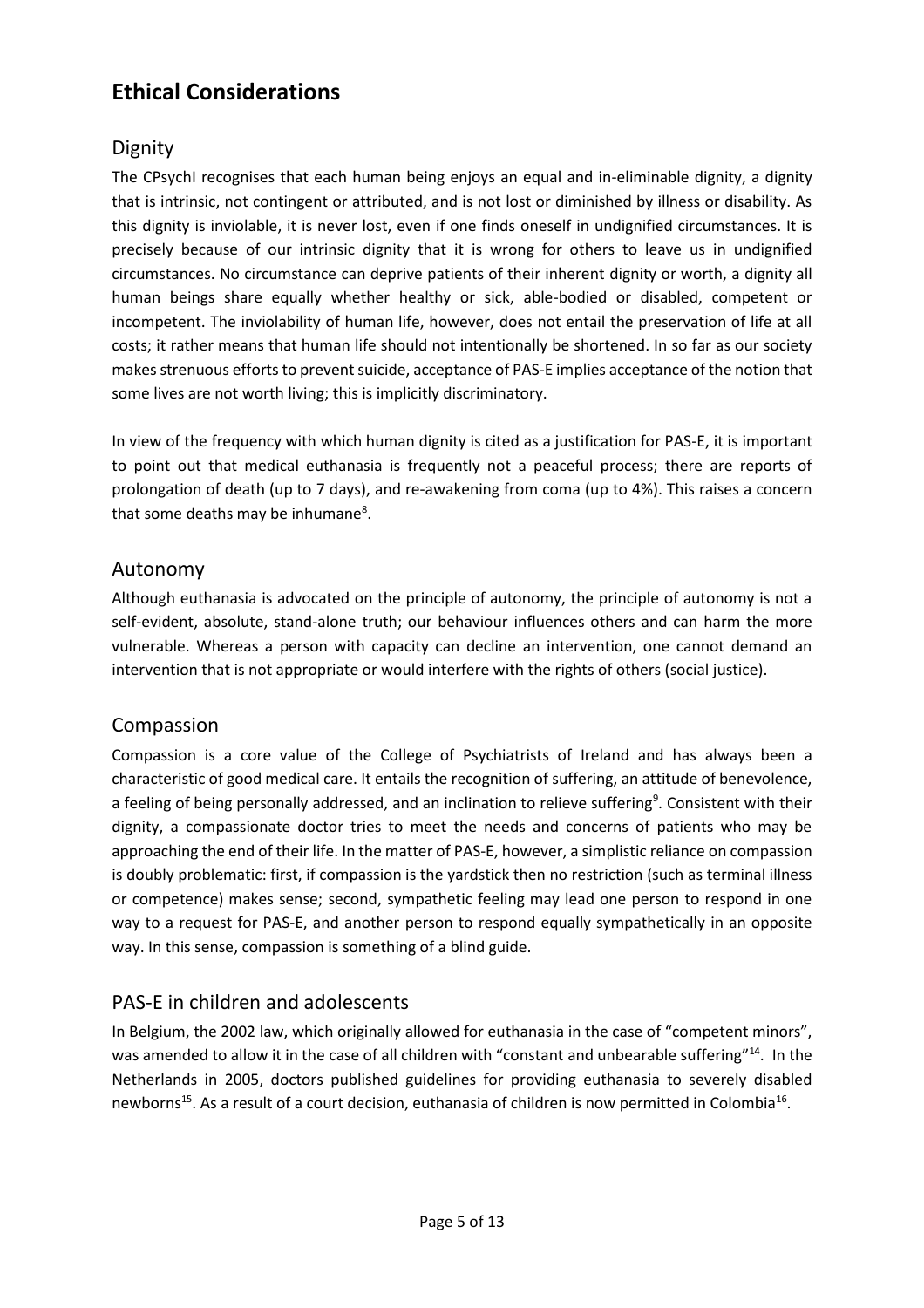# Ethical Considerations

## Dignity

The CPsychI recognises that each human being enjoys an equal and in-eliminable dignity, a dignity that is intrinsic, not contingent or attributed, and is not lost or diminished by illness or disability. As this dignity is inviolable, it is never lost, even if one finds oneself in undignified circumstances. It is precisely because of our intrinsic dignity that it is wrong for others to leave us in undignified circumstances. No circumstance can deprive patients of their inherent dignity or worth, a dignity all human beings share equally whether healthy or sick, able-bodied or disabled, competent or incompetent. The inviolability of human life, however, does not entail the preservation of life at all costs; it rather means that human life should not intentionally be shortened. In so far as our society makes strenuous efforts to prevent suicide, acceptance of PAS-E implies acceptance of the notion that some lives are not worth living; this is implicitly discriminatory.

In view of the frequency with which human dignity is cited as a justification for PAS-E, it is important to point out that medical euthanasia is frequently not a peaceful process; there are reports of prolongation of death (up to 7 days), and re-awakening from coma (up to 4%). This raises a concern that some deaths may be inhumane[8].

## Autonomy

Although euthanasia is advocated on the principle of autonomy, the principle of autonomy is not a self-evident, absolute, stand-alone truth; our behaviour influences others and can harm the more vulnerable. Whereas a person with capacity can decline an intervention, one cannot demand an intervention that is not appropriate or would interfere with the rights of others (social justice).

## Compassion

Compassion is a core value of the College of Psychiatrists of Ireland and has always been a characteristic of good medical care. It entails the recognition of suffering, an attitude of benevolence, a feeling of being personally addressed, and an inclination to relieve suffering[9]. Consistent with their dignity, a compassionate doctor tries to meet the needs and concerns of patients who may be approaching the end of their life. In the matter of PAS-E, however, a simplistic reliance on compassion is doubly problematic: first, if compassion is the yardstick then no restriction (such as terminal illness or competence) makes sense; second, sympathetic feeling may lead one person to respond in one way to a request for PAS-E, and another person to respond equally sympathetically in an opposite way. In this sense, compassion is something of a blind guide.

## PAS-E in children and adolescents

In Belgium, the 2002 law, which originally allowed for euthanasia in the case of "competent minors", was amended to allow it in the case of all children with "constant and unbearable suffering"[14]. In the Netherlands in 2005, doctors published guidelines for providing euthanasia to severely disabled newborns[15]. As a result of a court decision, euthanasia of children is now permitted in Colombia[16].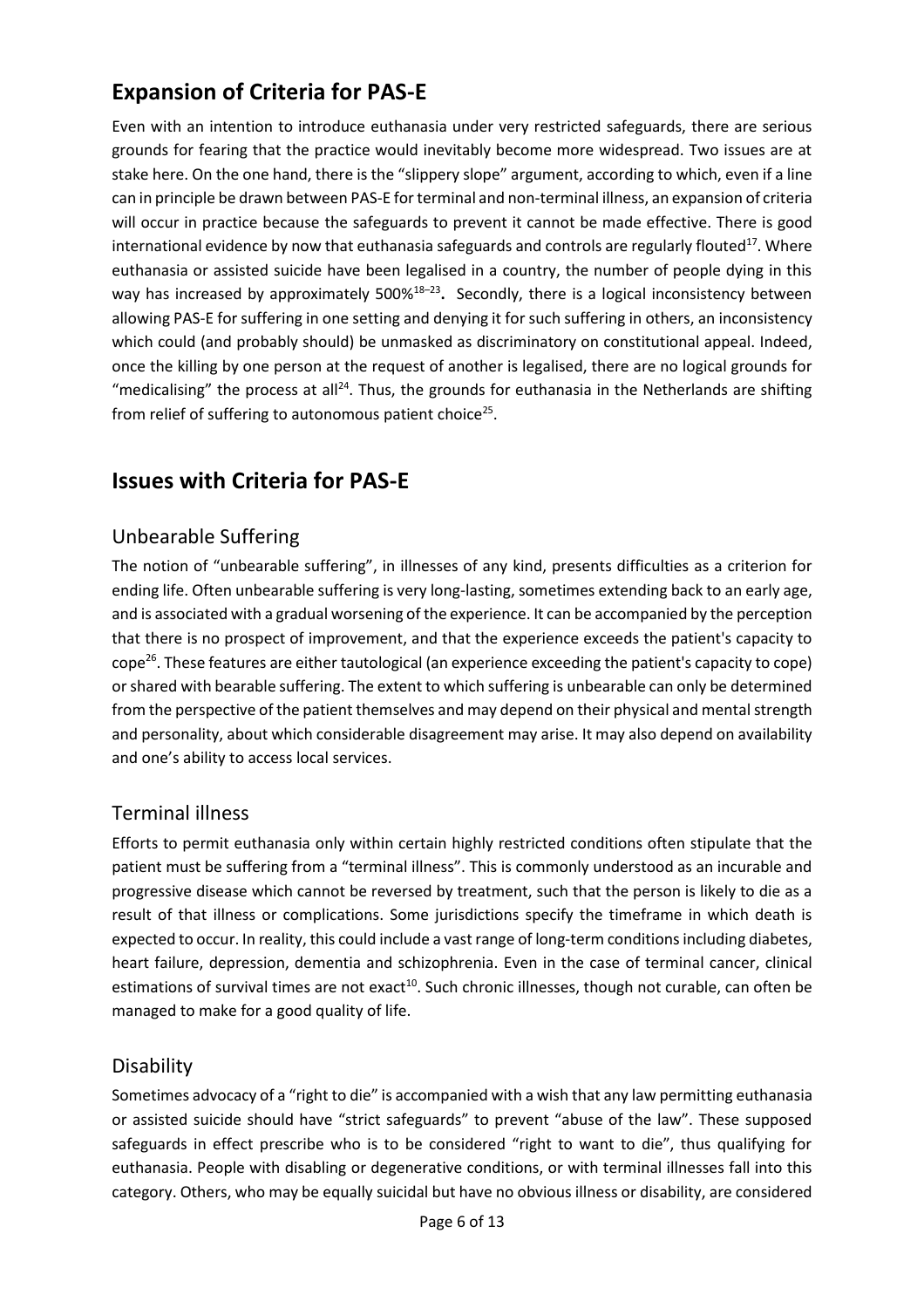## Expansion of Criteria for PAS-E

Even with an intention to introduce euthanasia under very restricted safeguards, there are serious grounds for fearing that the practice would inevitably become more widespread. Two issues are at stake here. On the one hand, there is the "slippery slope" argument, according to which, even if a line can in principle be drawn between PAS-E for terminal and non-terminal illness, an expansion of criteria will occur in practice because the safeguards to prevent it cannot be made effective. There is good international evidence by now that euthanasia safeguards and controls are regularly flouted[17]. Where euthanasia or assisted suicide have been legalised in a country, the number of people dying in this way has increased by approximately 500%[18–23]**.** Secondly, there is a logical inconsistency between allowing PAS-E for suffering in one setting and denying it for such suffering in others, an inconsistency which could (and probably should) be unmasked as discriminatory on constitutional appeal. Indeed, once the killing by one person at the request of another is legalised, there are no logical grounds for "medicalising" the process at all[24]. Thus, the grounds for euthanasia in the Netherlands are shifting from relief of suffering to autonomous patient choice[25].

## Issues with Criteria for PAS-E

### Unbearable Suffering

The notion of "unbearable suffering", in illnesses of any kind, presents difficulties as a criterion for ending life. Often unbearable suffering is very long-lasting, sometimes extending back to an early age, and is associated with a gradual worsening of the experience. It can be accompanied by the perception that there is no prospect of improvement, and that the experience exceeds the patient's capacity to cope[26]. These features are either tautological (an experience exceeding the patient's capacity to cope) or shared with bearable suffering. The extent to which suffering is unbearable can only be determined from the perspective of the patient themselves and may depend on their physical and mental strength and personality, about which considerable disagreement may arise. It may also depend on availability and one's ability to access local services.

### Terminal illness

Efforts to permit euthanasia only within certain highly restricted conditions often stipulate that the patient must be suffering from a "terminal illness". This is commonly understood as an incurable and progressive disease which cannot be reversed by treatment, such that the person is likely to die as a result of that illness or complications. Some jurisdictions specify the timeframe in which death is expected to occur. In reality, this could include a vast range of long-term conditions including diabetes, heart failure, depression, dementia and schizophrenia. Even in the case of terminal cancer, clinical estimations of survival times are not exact[10]. Such chronic illnesses, though not curable, can often be managed to make for a good quality of life.

### Disability

Sometimes advocacy of a "right to die" is accompanied with a wish that any law permitting euthanasia or assisted suicide should have "strict safeguards" to prevent "abuse of the law". These supposed safeguards in effect prescribe who is to be considered "right to want to die", thus qualifying for euthanasia. People with disabling or degenerative conditions, or with terminal illnesses fall into this category. Others, who may be equally suicidal but have no obvious illness or disability, are considered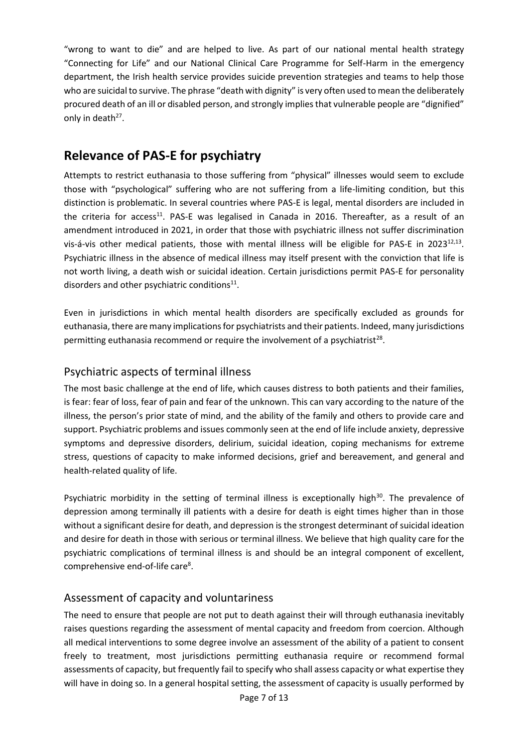"wrong to want to die" and are helped to live. As part of our national mental health strategy "Connecting for Life" and our National Clinical Care Programme for Self-Harm in the emergency department, the Irish health service provides suicide prevention strategies and teams to help those who are suicidal to survive. The phrase "death with dignity" is very often used to mean the deliberately procured death of an ill or disabled person, and strongly implies that vulnerable people are "dignified" only in death[27].

## Relevance of PAS-E for psychiatry

Attempts to restrict euthanasia to those suffering from "physical" illnesses would seem to exclude those with "psychological" suffering who are not suffering from a life-limiting condition, but this distinction is problematic. In several countries where PAS-E is legal, mental disorders are included in the criteria for access[11]. PAS-E was legalised in Canada in 2016. Thereafter, as a result of an amendment introduced in 2021, in order that those with psychiatric illness not suffer discrimination vis-á-vis other medical patients, those with mental illness will be eligible for PAS-E in 2023[12,13]. Psychiatric illness in the absence of medical illness may itself present with the conviction that life is not worth living, a death wish or suicidal ideation. Certain jurisdictions permit PAS-E for personality disorders and other psychiatric conditions[11].

Even in jurisdictions in which mental health disorders are specifically excluded as grounds for euthanasia, there are many implications for psychiatrists and their patients. Indeed, many jurisdictions permitting euthanasia recommend or require the involvement of a psychiatrist[28].

### Psychiatric aspects of terminal illness

The most basic challenge at the end of life, which causes distress to both patients and their families, is fear: fear of loss, fear of pain and fear of the unknown. This can vary according to the nature of the illness, the person's prior state of mind, and the ability of the family and others to provide care and support. Psychiatric problems and issues commonly seen at the end of life include anxiety, depressive symptoms and depressive disorders, delirium, suicidal ideation, coping mechanisms for extreme stress, questions of capacity to make informed decisions, grief and bereavement, and general and health-related quality of life.

Psychiatric morbidity in the setting of terminal illness is exceptionally high[30]. The prevalence of depression among terminally ill patients with a desire for death is eight times higher than in those without a significant desire for death, and depression is the strongest determinant of suicidal ideation and desire for death in those with serious or terminal illness. We believe that high quality care for the psychiatric complications of terminal illness is and should be an integral component of excellent, comprehensive end-of-life care[8].

### Assessment of capacity and voluntariness

The need to ensure that people are not put to death against their will through euthanasia inevitably raises questions regarding the assessment of mental capacity and freedom from coercion. Although all medical interventions to some degree involve an assessment of the ability of a patient to consent freely to treatment, most jurisdictions permitting euthanasia require or recommend formal assessments of capacity, but frequently fail to specify who shall assess capacity or what expertise they will have in doing so. In a general hospital setting, the assessment of capacity is usually performed by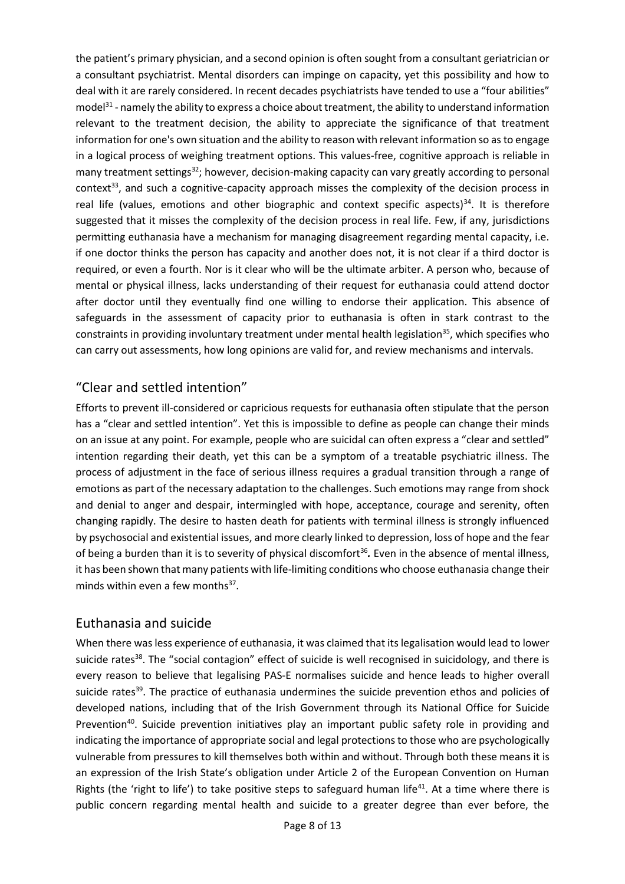the patient's primary physician, and a second opinion is often sought from a consultant geriatrician or a consultant psychiatrist. Mental disorders can impinge on capacity, yet this possibility and how to deal with it are rarely considered. In recent decades psychiatrists have tended to use a "four abilities" model[31] - namely the ability to express a choice about treatment, the ability to understand information relevant to the treatment decision, the ability to appreciate the significance of that treatment information for one's own situation and the ability to reason with relevant information so as to engage in a logical process of weighing treatment options. This values-free, cognitive approach is reliable in many treatment settings[32]; however, decision-making capacity can vary greatly according to personal context[33], and such a cognitive-capacity approach misses the complexity of the decision process in real life (values, emotions and other biographic and context specific aspects)[34]. It is therefore suggested that it misses the complexity of the decision process in real life. Few, if any, jurisdictions permitting euthanasia have a mechanism for managing disagreement regarding mental capacity, i.e. if one doctor thinks the person has capacity and another does not, it is not clear if a third doctor is required, or even a fourth. Nor is it clear who will be the ultimate arbiter. A person who, because of mental or physical illness, lacks understanding of their request for euthanasia could attend doctor after doctor until they eventually find one willing to endorse their application. This absence of safeguards in the assessment of capacity prior to euthanasia is often in stark contrast to the constraints in providing involuntary treatment under mental health legislation[35], which specifies who can carry out assessments, how long opinions are valid for, and review mechanisms and intervals.

## "Clear and settled intention"

Efforts to prevent ill-considered or capricious requests for euthanasia often stipulate that the person has a "clear and settled intention". Yet this is impossible to define as people can change their minds on an issue at any point. For example, people who are suicidal can often express a "clear and settled" intention regarding their death, yet this can be a symptom of a treatable psychiatric illness. The process of adjustment in the face of serious illness requires a gradual transition through a range of emotions as part of the necessary adaptation to the challenges. Such emotions may range from shock and denial to anger and despair, intermingled with hope, acceptance, courage and serenity, often changing rapidly. The desire to hasten death for patients with terminal illness is strongly influenced by psychosocial and existential issues, and more clearly linked to depression, loss of hope and the fear of being a burden than it is to severity of physical discomfort[36]. Even in the absence of mental illness, it has been shown that many patients with life-limiting conditions who choose euthanasia change their minds within even a few months[37].

## Euthanasia and suicide

When there was less experience of euthanasia, it was claimed that its legalisation would lead to lower suicide rates[38]. The "social contagion" effect of suicide is well recognised in suicidology, and there is every reason to believe that legalising PAS-E normalises suicide and hence leads to higher overall suicide rates[39]. The practice of euthanasia undermines the suicide prevention ethos and policies of developed nations, including that of the Irish Government through its National Office for Suicide Prevention[40]. Suicide prevention initiatives play an important public safety role in providing and indicating the importance of appropriate social and legal protections to those who are psychologically vulnerable from pressures to kill themselves both within and without. Through both these means it is an expression of the Irish State's obligation under Article 2 of the European Convention on Human Rights (the 'right to life') to take positive steps to safeguard human life[41]. At a time where there is public concern regarding mental health and suicide to a greater degree than ever before, the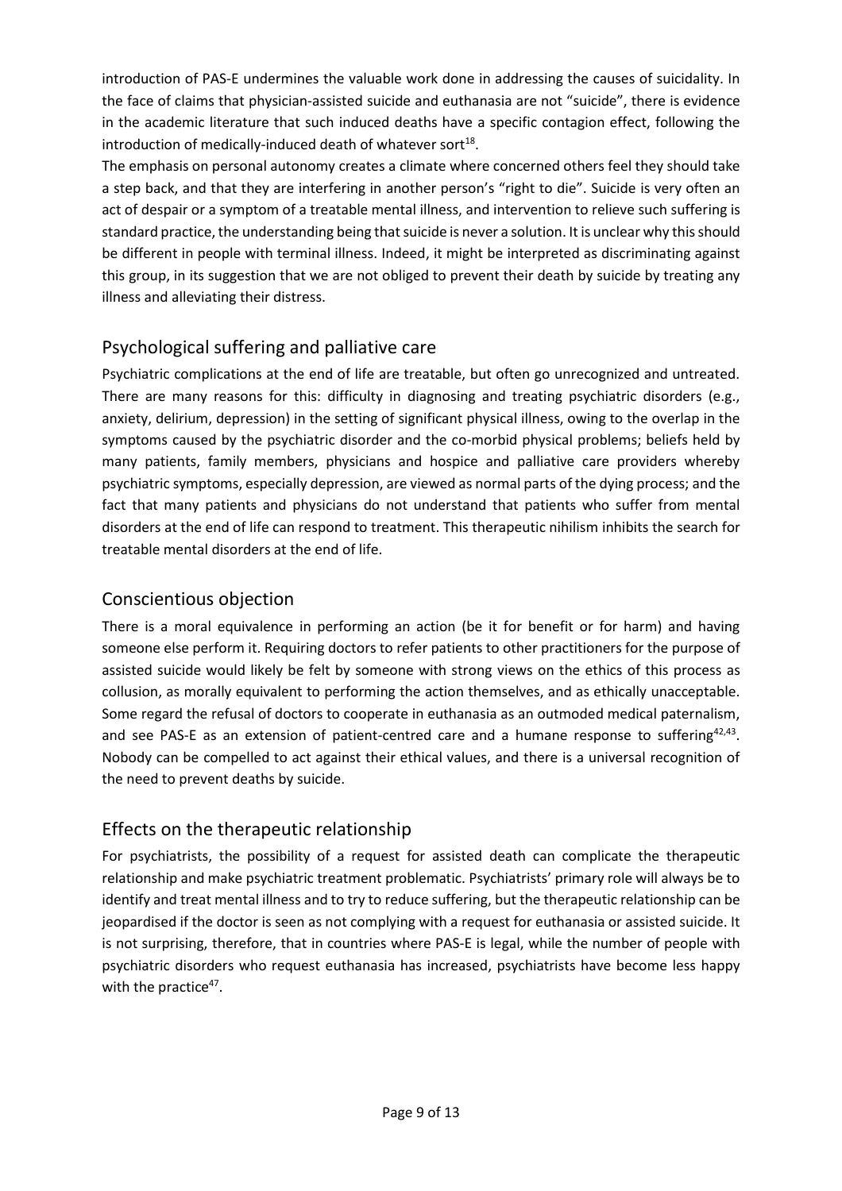introduction of PAS-E undermines the valuable work done in addressing the causes of suicidality. In the face of claims that physician-assisted suicide and euthanasia are not "suicide", there is evidence in the academic literature that such induced deaths have a specific contagion effect, following the introduction of medically-induced death of whatever sort[18].

The emphasis on personal autonomy creates a climate where concerned others feel they should take a step back, and that they are interfering in another person's "right to die". Suicide is very often an act of despair or a symptom of a treatable mental illness, and intervention to relieve such suffering is standard practice, the understanding being that suicide is never a solution. It is unclear why this should be different in people with terminal illness. Indeed, it might be interpreted as discriminating against this group, in its suggestion that we are not obliged to prevent their death by suicide by treating any illness and alleviating their distress.

## Psychological suffering and palliative care

Psychiatric complications at the end of life are treatable, but often go unrecognized and untreated. There are many reasons for this: difficulty in diagnosing and treating psychiatric disorders (e.g., anxiety, delirium, depression) in the setting of significant physical illness, owing to the overlap in the symptoms caused by the psychiatric disorder and the co-morbid physical problems; beliefs held by many patients, family members, physicians and hospice and palliative care providers whereby psychiatric symptoms, especially depression, are viewed as normal parts of the dying process; and the fact that many patients and physicians do not understand that patients who suffer from mental disorders at the end of life can respond to treatment. This therapeutic nihilism inhibits the search for treatable mental disorders at the end of life.

## Conscientious objection

There is a moral equivalence in performing an action (be it for benefit or for harm) and having someone else perform it. Requiring doctors to refer patients to other practitioners for the purpose of assisted suicide would likely be felt by someone with strong views on the ethics of this process as collusion, as morally equivalent to performing the action themselves, and as ethically unacceptable. Some regard the refusal of doctors to cooperate in euthanasia as an outmoded medical paternalism, and see PAS-E as an extension of patient-centred care and a humane response to suffering[42,43]. Nobody can be compelled to act against their ethical values, and there is a universal recognition of the need to prevent deaths by suicide.

## Effects on the therapeutic relationship

For psychiatrists, the possibility of a request for assisted death can complicate the therapeutic relationship and make psychiatric treatment problematic. Psychiatrists' primary role will always be to identify and treat mental illness and to try to reduce suffering, but the therapeutic relationship can be jeopardised if the doctor is seen as not complying with a request for euthanasia or assisted suicide. It is not surprising, therefore, that in countries where PAS-E is legal, while the number of people with psychiatric disorders who request euthanasia has increased, psychiatrists have become less happy with the practice[47].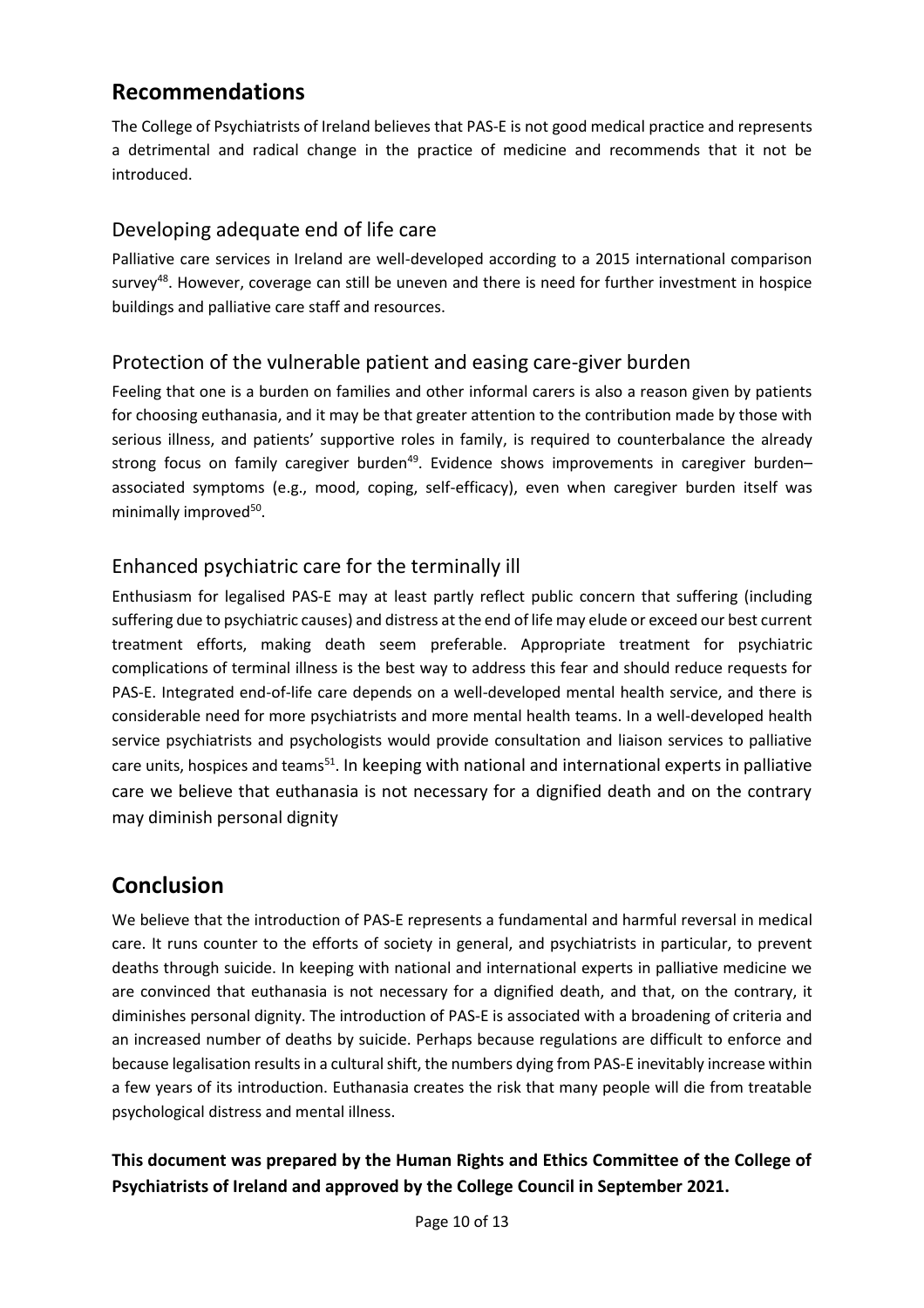## Recommendations

The College of Psychiatrists of Ireland believes that PAS-E is not good medical practice and represents a detrimental and radical change in the practice of medicine and recommends that it not be introduced.

### Developing adequate end of life care

Palliative care services in Ireland are well-developed according to a 2015 international comparison survey[48]. However, coverage can still be uneven and there is need for further investment in hospice buildings and palliative care staff and resources.

### Protection of the vulnerable patient and easing care-giver burden

Feeling that one is a burden on families and other informal carers is also a reason given by patients for choosing euthanasia, and it may be that greater attention to the contribution made by those with serious illness, and patients' supportive roles in family, is required to counterbalance the already strong focus on family caregiver burden[49]. Evidence shows improvements in caregiver burden–associated symptoms (e.g., mood, coping, self-efficacy), even when caregiver burden itself was minimally improved[50].

### Enhanced psychiatric care for the terminally ill

Enthusiasm for legalised PAS-E may at least partly reflect public concern that suffering (including suffering due to psychiatric causes) and distress at the end of life may elude or exceed our best current treatment efforts, making death seem preferable. Appropriate treatment for psychiatric complications of terminal illness is the best way to address this fear and should reduce requests for PAS-E. Integrated end-of-life care depends on a well-developed mental health service, and there is considerable need for more psychiatrists and more mental health teams. In a well-developed health service psychiatrists and psychologists would provide consultation and liaison services to palliative care units, hospices and teams[51]. In keeping with national and international experts in palliative care we believe that euthanasia is not necessary for a dignified death and on the contrary may diminish personal dignity

## Conclusion

We believe that the introduction of PAS-E represents a fundamental and harmful reversal in medical care. It runs counter to the efforts of society in general, and psychiatrists in particular, to prevent deaths through suicide. In keeping with national and international experts in palliative medicine we are convinced that euthanasia is not necessary for a dignified death, and that, on the contrary, it diminishes personal dignity. The introduction of PAS-E is associated with a broadening of criteria and an increased number of deaths by suicide. Perhaps because regulations are difficult to enforce and because legalisation results in a cultural shift, the numbers dying from PAS-E inevitably increase within a few years of its introduction. Euthanasia creates the risk that many people will die from treatable psychological distress and mental illness.

**This document was prepared by the Human Rights and Ethics Committee of the College of Psychiatrists of Ireland and approved by the College Council in September 2021.**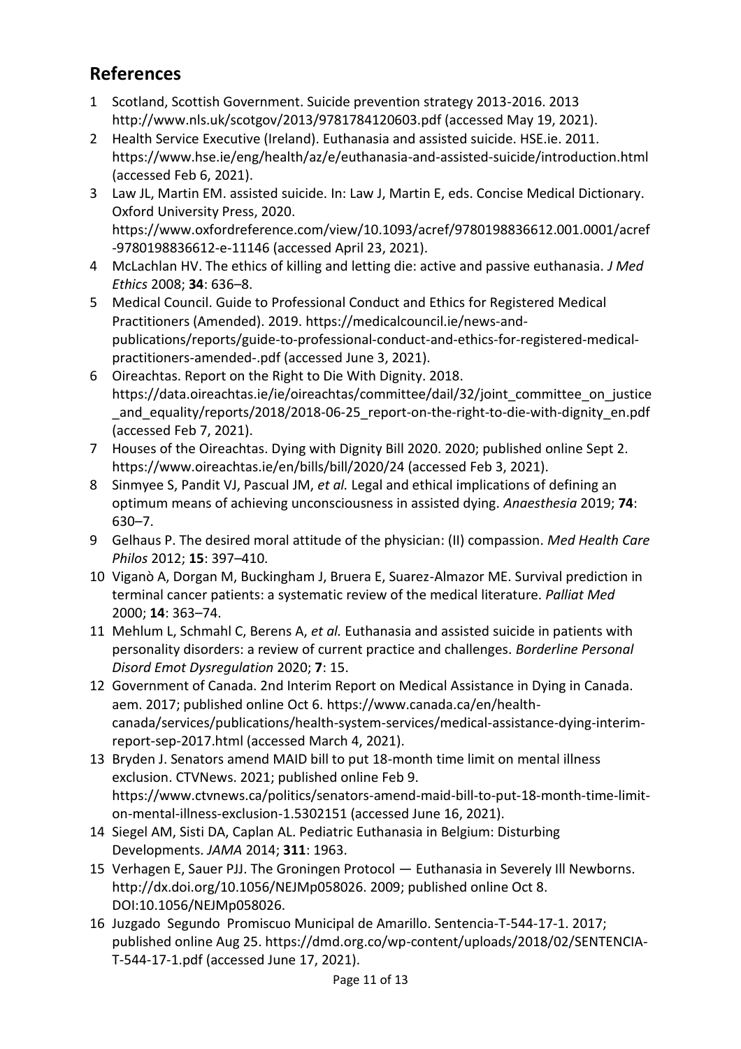## References

1. Scotland, Scottish Government. Suicide prevention strategy 2013-2016. 2013 http://www.nls.uk/scotgov/2013/9781784120603.pdf (accessed May 19, 2021).
2. Health Service Executive (Ireland). Euthanasia and assisted suicide. HSE.ie. 2011. https://www.hse.ie/eng/health/az/e/euthanasia-and-assisted-suicide/introduction.html (accessed Feb 6, 2021).
3. Law JL, Martin EM. assisted suicide. In: Law J, Martin E, eds. Concise Medical Dictionary. Oxford University Press, 2020. https://www.oxfordreference.com/view/10.1093/acref/9780198836612.001.0001/acref-9780198836612-e-11146 (accessed April 23, 2021).
4. McLachlan HV. The ethics of killing and letting die: active and passive euthanasia. *J Med Ethics* 2008; **34**: 636–8.
5. Medical Council. Guide to Professional Conduct and Ethics for Registered Medical Practitioners (Amended). 2019. https://medicalcouncil.ie/news-and-publications/reports/guide-to-professional-conduct-and-ethics-for-registered-medical-practitioners-amended-.pdf (accessed June 3, 2021).
6. Oireachtas. Report on the Right to Die With Dignity. 2018. https://data.oireachtas.ie/ie/oireachtas/committee/dail/32/joint_committee_on_justice_and_equality/reports/2018/2018-06-25_report-on-the-right-to-die-with-dignity_en.pdf (accessed Feb 7, 2021).
7. Houses of the Oireachtas. Dying with Dignity Bill 2020. 2020; published online Sept 2. https://www.oireachtas.ie/en/bills/bill/2020/24 (accessed Feb 3, 2021).
8. Sinmyee S, Pandit VJ, Pascual JM, *et al.* Legal and ethical implications of defining an optimum means of achieving unconsciousness in assisted dying. *Anaesthesia* 2019; **74**: 630–7.
9. Gelhaus P. The desired moral attitude of the physician: (II) compassion. *Med Health Care Philos* 2012; **15**: 397–410.
10. Viganò A, Dorgan M, Buckingham J, Bruera E, Suarez-Almazor ME. Survival prediction in terminal cancer patients: a systematic review of the medical literature. *Palliat Med* 2000; **14**: 363–74.
11. Mehlum L, Schmahl C, Berens A, *et al.* Euthanasia and assisted suicide in patients with personality disorders: a review of current practice and challenges. *Borderline Personal Disord Emot Dysregulation* 2020; **7**: 15.
12. Government of Canada. 2nd Interim Report on Medical Assistance in Dying in Canada. aem. 2017; published online Oct 6. https://www.canada.ca/en/health-canada/services/publications/health-system-services/medical-assistance-dying-interim-report-sep-2017.html (accessed March 4, 2021).
13. Bryden J. Senators amend MAID bill to put 18-month time limit on mental illness exclusion. CTVNews. 2021; published online Feb 9. https://www.ctvnews.ca/politics/senators-amend-maid-bill-to-put-18-month-time-limit-on-mental-illness-exclusion-1.5302151 (accessed June 16, 2021).
14. Siegel AM, Sisti DA, Caplan AL. Pediatric Euthanasia in Belgium: Disturbing Developments. *JAMA* 2014; **311**: 1963.
15. Verhagen E, Sauer PJJ. The Groningen Protocol — Euthanasia in Severely Ill Newborns. http://dx.doi.org/10.1056/NEJMp058026. 2009; published online Oct 8. DOI:10.1056/NEJMp058026.
16. Juzgado Segundo Promiscuo Municipal de Amarillo. Sentencia-T-544-17-1. 2017; published online Aug 25. https://dmd.org.co/wp-content/uploads/2018/02/SENTENCIA-T-544-17-1.pdf (accessed June 17, 2021).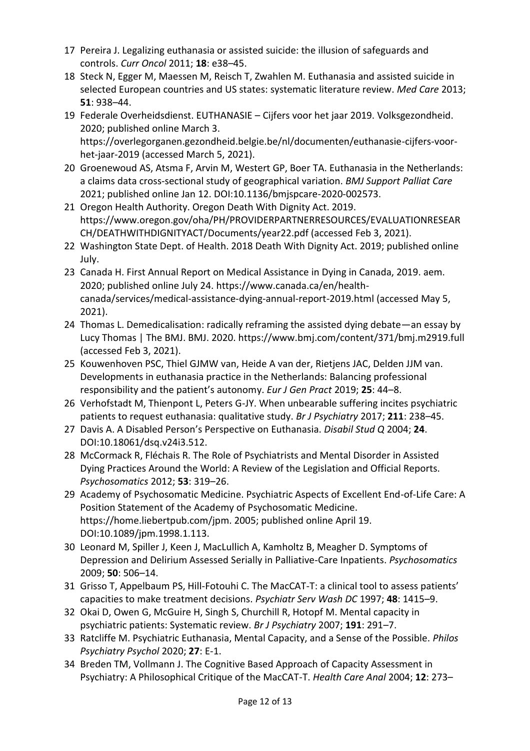17 Pereira J. Legalizing euthanasia or assisted suicide: the illusion of safeguards and controls. *Curr Oncol* 2011; **18**: e38–45.

18 Steck N, Egger M, Maessen M, Reisch T, Zwahlen M. Euthanasia and assisted suicide in selected European countries and US states: systematic literature review. *Med Care* 2013; **51**: 938–44.

19 Federale Overheidsdienst. EUTHANASIE – Cijfers voor het jaar 2019. Volksgezondheid. 2020; published online March 3. https://overlegorganen.gezondheid.belgie.be/nl/documenten/euthanasie-cijfers-voor-het-jaar-2019 (accessed March 5, 2021).

20 Groenewoud AS, Atsma F, Arvin M, Westert GP, Boer TA. Euthanasia in the Netherlands: a claims data cross-sectional study of geographical variation. *BMJ Support Palliat Care* 2021; published online Jan 12. DOI:10.1136/bmjspcare-2020-002573.

21 Oregon Health Authority. Oregon Death With Dignity Act. 2019. https://www.oregon.gov/oha/PH/PROVIDERPARTNERRESOURCES/EVALUATIONRESEARCH/DEATHWITHDIGNITYACT/Documents/year22.pdf (accessed Feb 3, 2021).

22 Washington State Dept. of Health. 2018 Death With Dignity Act. 2019; published online July.

23 Canada H. First Annual Report on Medical Assistance in Dying in Canada, 2019. aem. 2020; published online July 24. https://www.canada.ca/en/health-canada/services/medical-assistance-dying-annual-report-2019.html (accessed May 5, 2021).

24 Thomas L. Demedicalisation: radically reframing the assisted dying debate—an essay by Lucy Thomas | The BMJ. BMJ. 2020. https://www.bmj.com/content/371/bmj.m2919.full (accessed Feb 3, 2021).

25 Kouwenhoven PSC, Thiel GJMW van, Heide A van der, Rietjens JAC, Delden JJM van. Developments in euthanasia practice in the Netherlands: Balancing professional responsibility and the patient's autonomy. *Eur J Gen Pract* 2019; **25**: 44–8.

26 Verhofstadt M, Thienpont L, Peters G-JY. When unbearable suffering incites psychiatric patients to request euthanasia: qualitative study. *Br J Psychiatry* 2017; **211**: 238–45.

27 Davis A. A Disabled Person's Perspective on Euthanasia. *Disabil Stud Q* 2004; **24**. DOI:10.18061/dsq.v24i3.512.

28 McCormack R, Fléchais R. The Role of Psychiatrists and Mental Disorder in Assisted Dying Practices Around the World: A Review of the Legislation and Official Reports. *Psychosomatics* 2012; **53**: 319–26.

29 Academy of Psychosomatic Medicine. Psychiatric Aspects of Excellent End-of-Life Care: A Position Statement of the Academy of Psychosomatic Medicine. https://home.liebertpub.com/jpm. 2005; published online April 19. DOI:10.1089/jpm.1998.1.113.

30 Leonard M, Spiller J, Keen J, MacLullich A, Kamholtz B, Meagher D. Symptoms of Depression and Delirium Assessed Serially in Palliative-Care Inpatients. *Psychosomatics* 2009; **50**: 506–14.

31 Grisso T, Appelbaum PS, Hill-Fotouhi C. The MacCAT-T: a clinical tool to assess patients' capacities to make treatment decisions. *Psychiatr Serv Wash DC* 1997; **48**: 1415–9.

32 Okai D, Owen G, McGuire H, Singh S, Churchill R, Hotopf M. Mental capacity in psychiatric patients: Systematic review. *Br J Psychiatry* 2007; **191**: 291–7.

33 Ratcliffe M. Psychiatric Euthanasia, Mental Capacity, and a Sense of the Possible. *Philos Psychiatry Psychol* 2020; **27**: E-1.

34 Breden TM, Vollmann J. The Cognitive Based Approach of Capacity Assessment in Psychiatry: A Philosophical Critique of the MacCAT-T. *Health Care Anal* 2004; **12**: 273–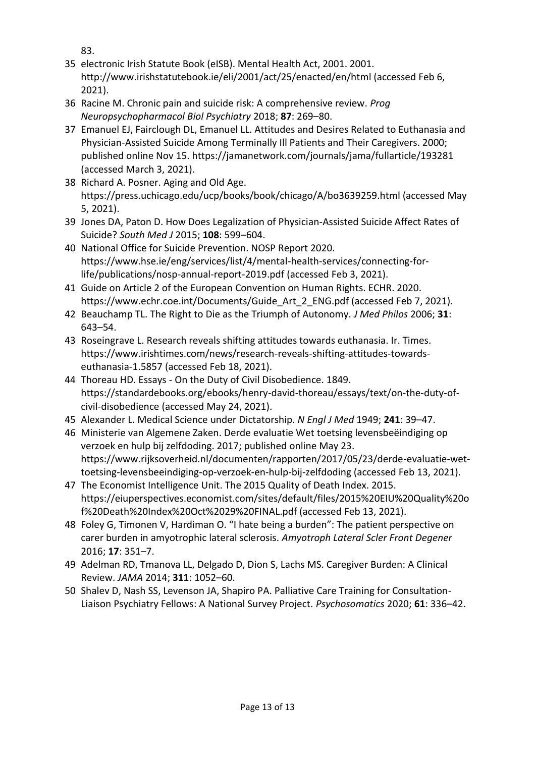83.

35. electronic Irish Statute Book (eISB). Mental Health Act, 2001. 2001. http://www.irishstatutebook.ie/eli/2001/act/25/enacted/en/html (accessed Feb 6, 2021).
36. Racine M. Chronic pain and suicide risk: A comprehensive review. *Prog Neuropsychopharmacol Biol Psychiatry* 2018; **87**: 269–80.
37. Emanuel EJ, Fairclough DL, Emanuel LL. Attitudes and Desires Related to Euthanasia and Physician-Assisted Suicide Among Terminally Ill Patients and Their Caregivers. 2000; published online Nov 15. https://jamanetwork.com/journals/jama/fullarticle/193281 (accessed March 3, 2021).
38. Richard A. Posner. Aging and Old Age. https://press.uchicago.edu/ucp/books/book/chicago/A/bo3639259.html (accessed May 5, 2021).
39. Jones DA, Paton D. How Does Legalization of Physician-Assisted Suicide Affect Rates of Suicide? *South Med J* 2015; **108**: 599–604.
40. National Office for Suicide Prevention. NOSP Report 2020. https://www.hse.ie/eng/services/list/4/mental-health-services/connecting-for-life/publications/nosp-annual-report-2019.pdf (accessed Feb 3, 2021).
41. Guide on Article 2 of the European Convention on Human Rights. ECHR. 2020. https://www.echr.coe.int/Documents/Guide_Art_2_ENG.pdf (accessed Feb 7, 2021).
42. Beauchamp TL. The Right to Die as the Triumph of Autonomy. *J Med Philos* 2006; **31**: 643–54.
43. Roseingrave L. Research reveals shifting attitudes towards euthanasia. Ir. Times. https://www.irishtimes.com/news/research-reveals-shifting-attitudes-towards-euthanasia-1.5857 (accessed Feb 18, 2021).
44. Thoreau HD. Essays - On the Duty of Civil Disobedience. 1849. https://standardebooks.org/ebooks/henry-david-thoreau/essays/text/on-the-duty-of-civil-disobedience (accessed May 24, 2021).
45. Alexander L. Medical Science under Dictatorship. *N Engl J Med* 1949; **241**: 39–47.
46. Ministerie van Algemene Zaken. Derde evaluatie Wet toetsing levensbeëindiging op verzoek en hulp bij zelfdoding. 2017; published online May 23. https://www.rijksoverheid.nl/documenten/rapporten/2017/05/23/derde-evaluatie-wet-toetsing-levensbeeindiging-op-verzoek-en-hulp-bij-zelfdoding (accessed Feb 13, 2021).
47. The Economist Intelligence Unit. The 2015 Quality of Death Index. 2015. https://eiuperspectives.economist.com/sites/default/files/2015%20EIU%20Quality%20of%20Death%20Index%20Oct%2029%20FINAL.pdf (accessed Feb 13, 2021).
48. Foley G, Timonen V, Hardiman O. "I hate being a burden": The patient perspective on carer burden in amyotrophic lateral sclerosis. *Amyotroph Lateral Scler Front Degener* 2016; **17**: 351–7.
49. Adelman RD, Tmanova LL, Delgado D, Dion S, Lachs MS. Caregiver Burden: A Clinical Review. *JAMA* 2014; **311**: 1052–60.
50. Shalev D, Nash SS, Levenson JA, Shapiro PA. Palliative Care Training for Consultation-Liaison Psychiatry Fellows: A National Survey Project. *Psychosomatics* 2020; **61**: 336–42.